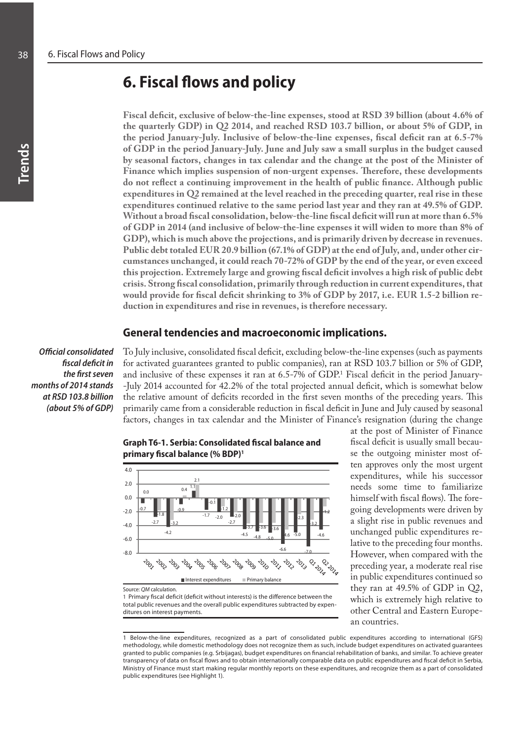# 6. Fiscal flows and policy

**Fiscal deficit, exclusive of below-the-line expenses, stood at RSD 39 billion (about 4.6% of the quarterly GDP) in Q2 2014, and reached RSD 103.7 billion, or about 5% of GDP, in the period January-July. Inclusive of below-the-line expenses, fiscal deficit ran at 6.5-7% of GDP in the period January-July. June and July saw a small surplus in the budget caused by seasonal factors, changes in tax calendar and the change at the post of the Minister of Finance which implies suspension of non-urgent expenses. Therefore, these developments do not reflect a continuing improvement in the health of public finance. Although public expenditures in Q2 remained at the level reached in the preceding quarter, real rise in these expenditures continued relative to the same period last year and they ran at 49.5% of GDP. Without a broad fiscal consolidation, below-the-line fiscal deficit will run at more than 6.5% of GDP in 2014 (and inclusive of below-the-line expenses it will widen to more than 8% of GDP), which is much above the projections, and is primarily driven by decrease in revenues. Public debt totaled EUR 20.9 billion (67.1% of GDP) at the end of July, and, under other circumstances unchanged, it could reach 70-72% of GDP by the end of the year, or even exceed this projection. Extremely large and growing fiscal deficit involves a high risk of public debt crisis. Strong fiscal consolidation, primarily through reduction in current expenditures, that would provide for fiscal deficit shrinking to 3% of GDP by 2017, i.e. EUR 1.5-2 billion reduction in expenditures and rise in revenues, is therefore necessary.**

## General tendencies and macroeconomic implications.

***Official consolidated fiscal deficit in the first seven months of 2014 stands at RSD 103.8 billion (about 5% of GDP)***

To July inclusive, consolidated fiscal deficit, excluding below-the-line expenses (such as payments for activated guarantees granted to public companies), ran at RSD 103.7 billion or 5% of GDP, and inclusive of these expenses it ran at 6.5-7% of GDP.[1] Fiscal deficit in the period January-July 2014 accounted for 42.2% of the total projected annual deficit, which is somewhat below the relative amount of deficits recorded in the first seven months of the preceding years. This primarily came from a considerable reduction in fiscal deficit in June and July caused by seasonal factors, changes in tax calendar and the Minister of Finance's resignation (during the change at the post of Minister of Finance fiscal deficit is usually small because the outgoing minister most often approves only the most urgent expenditures, while his successor needs some time to familiarize himself with fiscal flows). The foregoing developments were driven by a slight rise in public revenues and unchanged public expenditures relative to the preceding four months. However, when compared with the preceding year, a moderate real rise in public expenditures continued so they ran at 49.5% of GDP in Q2, which is extremely high relative to other Central and Eastern European countries.

**Graph T6-1. Serbia: Consolidated fiscal balance and primary fiscal balance (% BDP)[1]**

Source: *QM* calculation.

1 Primary fiscal deficit (deficit without interests) is the difference between the total public revenues and the overall public expenditures subtracted by expenditures on interest payments.

---

1 Below-the-line expenditures, recognized as a part of consolidated public expenditures according to international (GFS) methodology, while domestic methodology does not recognize them as such, include budget expenditures on activated guarantees granted to public companies (e.g. Srbijagas), budget expenditures on financial rehabilitation of banks, and similar. To achieve greater transparency of data on fiscal flows and to obtain internationally comparable data on public expenditures and fiscal deficit in Serbia, Ministry of Finance must start making regular monthly reports on these expenditures, and recognize them as a part of consolidated public expenditures (see Highlight 1).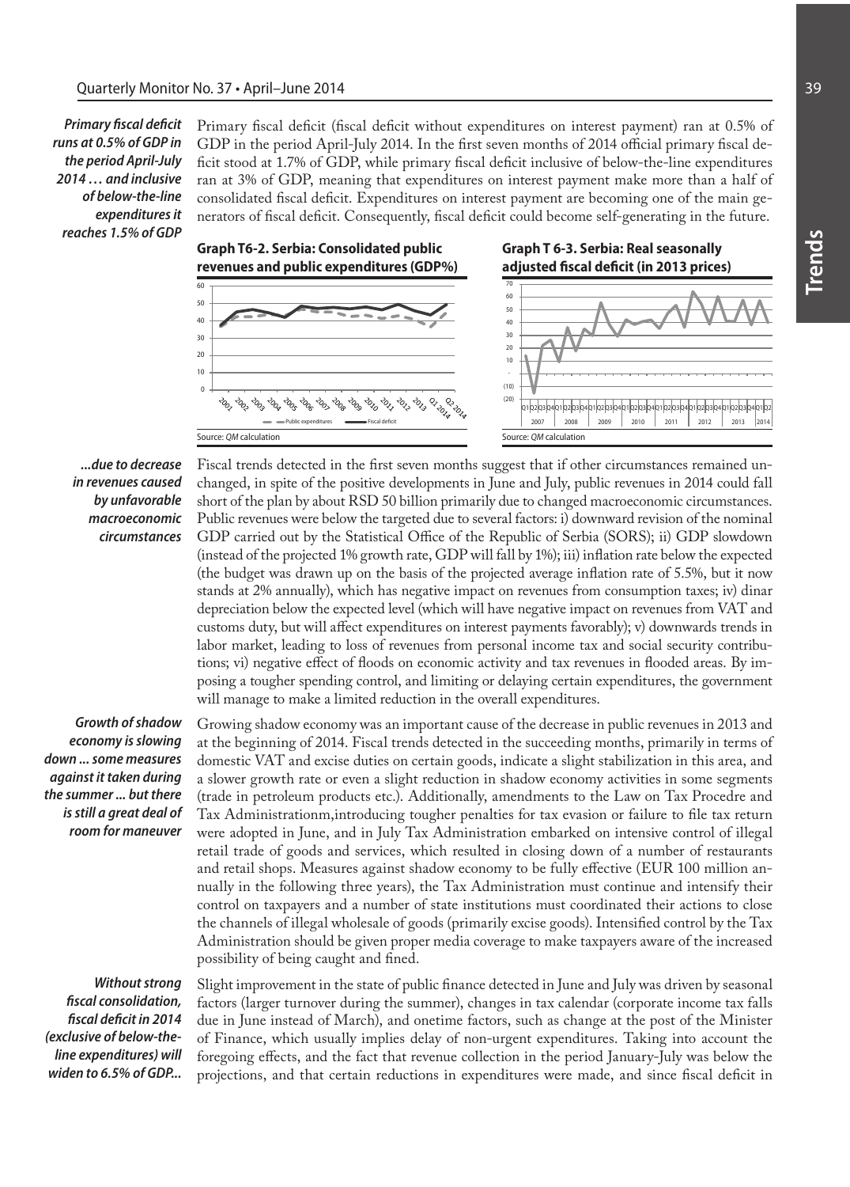*Primary fiscal deficit runs at 0.5% of GDP in the period April-July 2014 … and inclusive of below-the-line expenditures it reaches 1.5% of GDP*

Primary fiscal deficit (fiscal deficit without expenditures on interest payment) ran at 0.5% of GDP in the period April-July 2014. In the first seven months of 2014 official primary fiscal deficit stood at 1.7% of GDP, while primary fiscal deficit inclusive of below-the-line expenditures ran at 3% of GDP, meaning that expenditures on interest payment make more than a half of consolidated fiscal deficit. Expenditures on interest payment are becoming one of the main generators of fiscal deficit. Consequently, fiscal deficit could become self-generating in the future.

**Graph T6-2. Serbia: Consolidated public revenues and public expenditures (GDP%)**

Source: *QM* calculation

**Graph T 6-3. Serbia: Real seasonally adjusted fiscal deficit (in 2013 prices)**

Source: *QM* calculation

*...due to decrease in revenues caused by unfavorable macroeconomic circumstances*

Fiscal trends detected in the first seven months suggest that if other circumstances remained unchanged, in spite of the positive developments in June and July, public revenues in 2014 could fall short of the plan by about RSD 50 billion primarily due to changed macroeconomic circumstances. Public revenues were below the targeted due to several factors: i) downward revision of the nominal GDP carried out by the Statistical Office of the Republic of Serbia (SORS); ii) GDP slowdown (instead of the projected 1% growth rate, GDP will fall by 1%); iii) inflation rate below the expected (the budget was drawn up on the basis of the projected average inflation rate of 5.5%, but it now stands at 2% annually), which has negative impact on revenues from consumption taxes; iv) dinar depreciation below the expected level (which will have negative impact on revenues from VAT and customs duty, but will affect expenditures on interest payments favorably); v) downwards trends in labor market, leading to loss of revenues from personal income tax and social security contributions; vi) negative effect of floods on economic activity and tax revenues in flooded areas. By imposing a tougher spending control, and limiting or delaying certain expenditures, the government will manage to make a limited reduction in the overall expenditures.

*Growth of shadow economy is slowing down ... some measures against it taken during the summer ... but there is still a great deal of room for maneuver*

Growing shadow economy was an important cause of the decrease in public revenues in 2013 and at the beginning of 2014. Fiscal trends detected in the succeeding months, primarily in terms of domestic VAT and excise duties on certain goods, indicate a slight stabilization in this area, and a slower growth rate or even a slight reduction in shadow economy activities in some segments (trade in petroleum products etc.). Additionally, amendments to the Law on Tax Procedre and Tax Administrationm,introducing tougher penalties for tax evasion or failure to file tax return were adopted in June, and in July Tax Administration embarked on intensive control of illegal retail trade of goods and services, which resulted in closing down of a number of restaurants and retail shops. Measures against shadow economy to be fully effective (EUR 100 million annually in the following three years), the Tax Administration must continue and intensify their control on taxpayers and a number of state institutions must coordinated their actions to close the channels of illegal wholesale of goods (primarily excise goods). Intensified control by the Tax Administration should be given proper media coverage to make taxpayers aware of the increased possibility of being caught and fined.

*Without strong fiscal consolidation, fiscal deficit in 2014 (exclusive of below-the-line expenditures) will widen to 6.5% of GDP...*

Slight improvement in the state of public finance detected in June and July was driven by seasonal factors (larger turnover during the summer), changes in tax calendar (corporate income tax falls due in June instead of March), and onetime factors, such as change at the post of the Minister of Finance, which usually implies delay of non-urgent expenditures. Taking into account the foregoing effects, and the fact that revenue collection in the period January-July was below the projections, and that certain reductions in expenditures were made, and since fiscal deficit in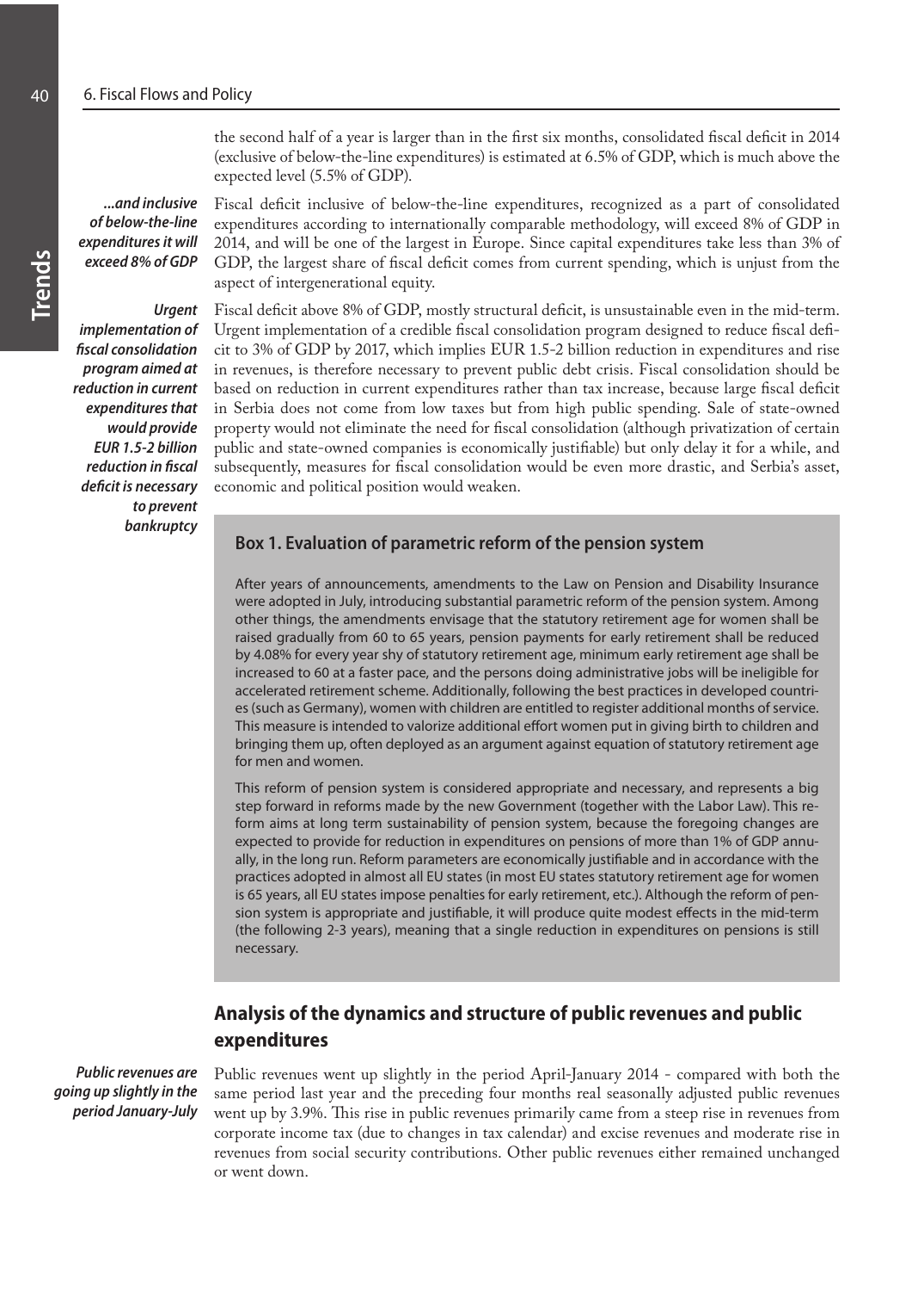the second half of a year is larger than in the first six months, consolidated fiscal deficit in 2014 (exclusive of below-the-line expenditures) is estimated at 6.5% of GDP, which is much above the expected level (5.5% of GDP).

***...and inclusive of below-the-line expenditures it will exceed 8% of GDP***

Fiscal deficit inclusive of below-the-line expenditures, recognized as a part of consolidated expenditures according to internationally comparable methodology, will exceed 8% of GDP in 2014, and will be one of the largest in Europe. Since capital expenditures take less than 3% of GDP, the largest share of fiscal deficit comes from current spending, which is unjust from the aspect of intergenerational equity.

***Urgent implementation of fiscal consolidation program aimed at reduction in current expenditures that would provide EUR 1.5-2 billion reduction in fiscal deficit is necessary to prevent bankruptcy***

Fiscal deficit above 8% of GDP, mostly structural deficit, is unsustainable even in the mid-term. Urgent implementation of a credible fiscal consolidation program designed to reduce fiscal deficit to 3% of GDP by 2017, which implies EUR 1.5-2 billion reduction in expenditures and rise in revenues, is therefore necessary to prevent public debt crisis. Fiscal consolidation should be based on reduction in current expenditures rather than tax increase, because large fiscal deficit in Serbia does not come from low taxes but from high public spending. Sale of state-owned property would not eliminate the need for fiscal consolidation (although privatization of certain public and state-owned companies is economically justifiable) but only delay it for a while, and subsequently, measures for fiscal consolidation would be even more drastic, and Serbia's asset, economic and political position would weaken.

### Box 1. Evaluation of parametric reform of the pension system

After years of announcements, amendments to the Law on Pension and Disability Insurance were adopted in July, introducing substantial parametric reform of the pension system. Among other things, the amendments envisage that the statutory retirement age for women shall be raised gradually from 60 to 65 years, pension payments for early retirement shall be reduced by 4.08% for every year shy of statutory retirement age, minimum early retirement age shall be increased to 60 at a faster pace, and the persons doing administrative jobs will be ineligible for accelerated retirement scheme. Additionally, following the best practices in developed countries (such as Germany), women with children are entitled to register additional months of service. This measure is intended to valorize additional effort women put in giving birth to children and bringing them up, often deployed as an argument against equation of statutory retirement age for men and women.

This reform of pension system is considered appropriate and necessary, and represents a big step forward in reforms made by the new Government (together with the Labor Law). This reform aims at long term sustainability of pension system, because the foregoing changes are expected to provide for reduction in expenditures on pensions of more than 1% of GDP annually, in the long run. Reform parameters are economically justifiable and in accordance with the practices adopted in almost all EU states (in most EU states statutory retirement age for women is 65 years, all EU states impose penalties for early retirement, etc.). Although the reform of pension system is appropriate and justifiable, it will produce quite modest effects in the mid-term (the following 2-3 years), meaning that a single reduction in expenditures on pensions is still necessary.

## Analysis of the dynamics and structure of public revenues and public expenditures

***Public revenues are going up slightly in the period January-July***

Public revenues went up slightly in the period April-January 2014 - compared with both the same period last year and the preceding four months real seasonally adjusted public revenues went up by 3.9%. This rise in public revenues primarily came from a steep rise in revenues from corporate income tax (due to changes in tax calendar) and excise revenues and moderate rise in revenues from social security contributions. Other public revenues either remained unchanged or went down.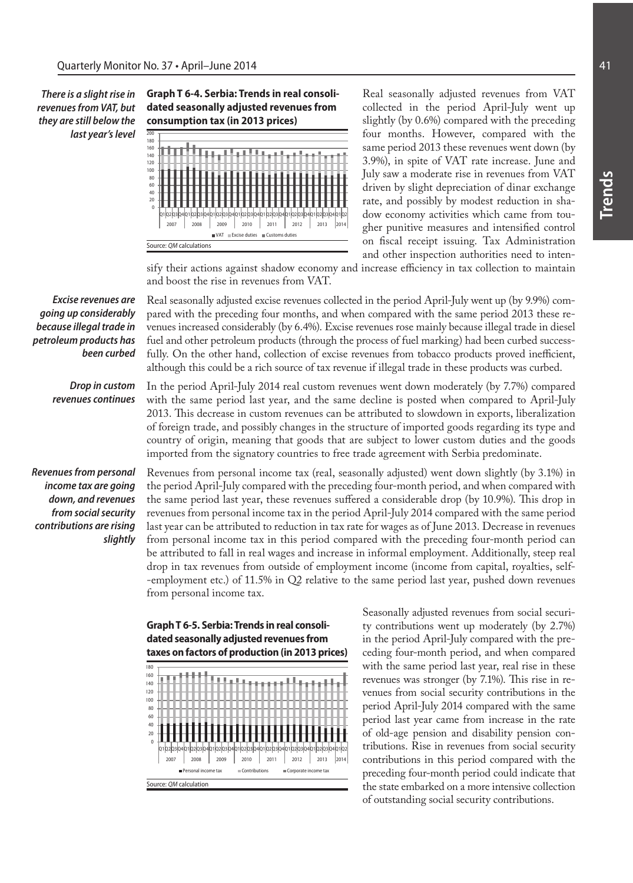*There is a slight rise in revenues from VAT, but they are still below the last year's level*

**Graph T 6-4. Serbia: Trends in real consolidated seasonally adjusted revenues from consumption tax (in 2013 prices)**

Source: *QM* calculations

Real seasonally adjusted revenues from VAT collected in the period April-July went up slightly (by 0.6%) compared with the preceding four months. However, compared with the same period 2013 these revenues went down (by 3.9%), in spite of VAT rate increase. June and July saw a moderate rise in revenues from VAT driven by slight depreciation of dinar exchange rate, and possibly by modest reduction in shadow economy activities which came from tougher punitive measures and intensified control on fiscal receipt issuing. Tax Administration and other inspection authorities need to intensify their actions against shadow economy and increase efficiency in tax collection to maintain and boost the rise in revenues from VAT.

*Excise revenues are going up considerably because illegal trade in petroleum products has been curbed*

Real seasonally adjusted excise revenues collected in the period April-July went up (by 9.9%) compared with the preceding four months, and when compared with the same period 2013 these revenues increased considerably (by 6.4%). Excise revenues rose mainly because illegal trade in diesel fuel and other petroleum products (through the process of fuel marking) had been curbed successfully. On the other hand, collection of excise revenues from tobacco products proved inefficient, although this could be a rich source of tax revenue if illegal trade in these products was curbed.

*Drop in custom revenues continues*

In the period April-July 2014 real custom revenues went down moderately (by 7.7%) compared with the same period last year, and the same decline is posted when compared to April-July 2013. This decrease in custom revenues can be attributed to slowdown in exports, liberalization of foreign trade, and possibly changes in the structure of imported goods regarding its type and country of origin, meaning that goods that are subject to lower custom duties and the goods imported from the signatory countries to free trade agreement with Serbia predominate.

*Revenues from personal income tax are going down, and revenues from social security contributions are rising slightly*

Revenues from personal income tax (real, seasonally adjusted) went down slightly (by 3.1%) in the period April-July compared with the preceding four-month period, and when compared with the same period last year, these revenues suffered a considerable drop (by 10.9%). This drop in revenues from personal income tax in the period April-July 2014 compared with the same period last year can be attributed to reduction in tax rate for wages as of June 2013. Decrease in revenues from personal income tax in this period compared with the preceding four-month period can be attributed to fall in real wages and increase in informal employment. Additionally, steep real drop in tax revenues from outside of employment income (income from capital, royalties, self--employment etc.) of 11.5% in Q2 relative to the same period last year, pushed down revenues from personal income tax.

**Graph T 6-5. Serbia: Trends in real consolidated seasonally adjusted revenues from taxes on factors of production (in 2013 prices)**

Source: *QM* calculation

Seasonally adjusted revenues from social security contributions went up moderately (by 2.7%) in the period April-July compared with the preceding four-month period, and when compared with the same period last year, real rise in these revenues was stronger (by 7.1%). This rise in revenues from social security contributions in the period April-July 2014 compared with the same period last year came from increase in the rate of old-age pension and disability pension contributions. Rise in revenues from social security contributions in this period compared with the preceding four-month period could indicate that the state embarked on a more intensive collection of outstanding social security contributions.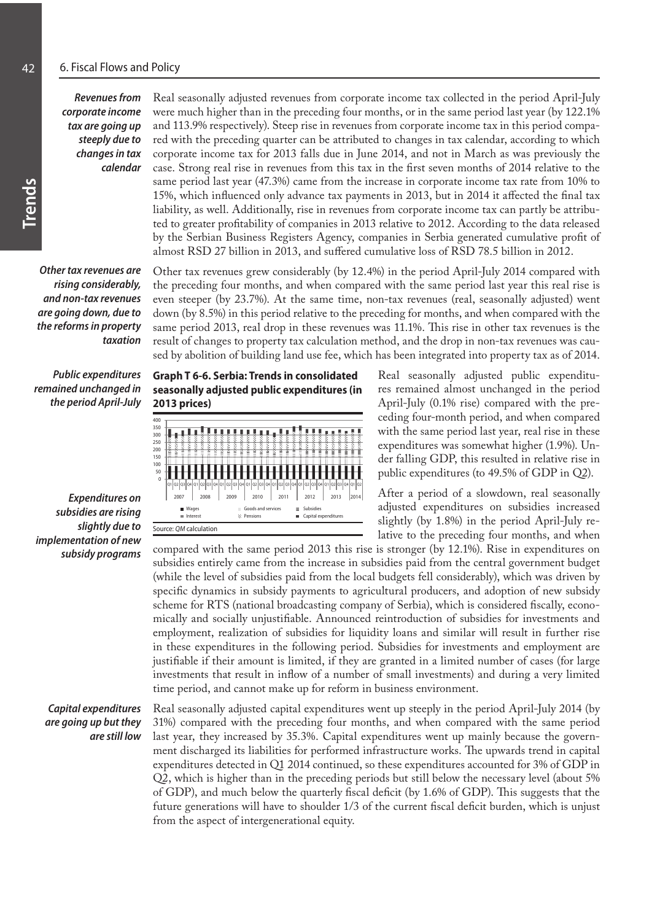*Revenues from corporate income tax are going up steeply due to changes in tax calendar*

Real seasonally adjusted revenues from corporate income tax collected in the period April-July were much higher than in the preceding four months, or in the same period last year (by 122.1% and 113.9% respectively). Steep rise in revenues from corporate income tax in this period compared with the preceding quarter can be attributed to changes in tax calendar, according to which corporate income tax for 2013 falls due in June 2014, and not in March as was previously the case. Strong real rise in revenues from this tax in the first seven months of 2014 relative to the same period last year (47.3%) came from the increase in corporate income tax rate from 10% to 15%, which influenced only advance tax payments in 2013, but in 2014 it affected the final tax liability, as well. Additionally, rise in revenues from corporate income tax can partly be attributed to greater profitability of companies in 2013 relative to 2012. According to the data released by the Serbian Business Registers Agency, companies in Serbia generated cumulative profit of almost RSD 27 billion in 2013, and suffered cumulative loss of RSD 78.5 billion in 2012.

*Other tax revenues are rising considerably, and non-tax revenues are going down, due to the reforms in property taxation*

Other tax revenues grew considerably (by 12.4%) in the period April-July 2014 compared with the preceding four months, and when compared with the same period last year this real rise is even steeper (by 23.7%). At the same time, non-tax revenues (real, seasonally adjusted) went down (by 8.5%) in this period relative to the preceding for months, and when compared with the same period 2013, real drop in these revenues was 11.1%. This rise in other tax revenues is the result of changes to property tax calculation method, and the drop in non-tax revenues was caused by abolition of building land use fee, which has been integrated into property tax as of 2014.

*Public expenditures remained unchanged in the period April-July*

**Graph T 6-6. Serbia: Trends in consolidated seasonally adjusted public expenditures (in 2013 prices)**

Source: *QM* calculation

Real seasonally adjusted public expenditures remained almost unchanged in the period April-July (0.1% rise) compared with the preceding four-month period, and when compared with the same period last year, real rise in these expenditures was somewhat higher (1.9%). Under falling GDP, this resulted in relative rise in public expenditures (to 49.5% of GDP in Q2).

*Expenditures on subsidies are rising slightly due to implementation of new subsidy programs*

After a period of a slowdown, real seasonally adjusted expenditures on subsidies increased slightly (by 1.8%) in the period April-July relative to the preceding four months, and when compared with the same period 2013 this rise is stronger (by 12.1%). Rise in expenditures on subsidies entirely came from the increase in subsidies paid from the central government budget (while the level of subsidies paid from the local budgets fell considerably), which was driven by specific dynamics in subsidy payments to agricultural producers, and adoption of new subsidy scheme for RTS (national broadcasting company of Serbia), which is considered fiscally, economically and socially unjustifiable. Announced reintroduction of subsidies for investments and employment, realization of subsidies for liquidity loans and similar will result in further rise in these expenditures in the following period. Subsidies for investments and employment are justifiable if their amount is limited, if they are granted in a limited number of cases (for large investments that result in inflow of a number of small investments) and during a very limited time period, and cannot make up for reform in business environment.

*Capital expenditures are going up but they are still low*

Real seasonally adjusted capital expenditures went up steeply in the period April-July 2014 (by 31%) compared with the preceding four months, and when compared with the same period last year, they increased by 35.3%. Capital expenditures went up mainly because the government discharged its liabilities for performed infrastructure works. The upwards trend in capital expenditures detected in Q1 2014 continued, so these expenditures accounted for 3% of GDP in Q2, which is higher than in the preceding periods but still below the necessary level (about 5% of GDP), and much below the quarterly fiscal deficit (by 1.6% of GDP). This suggests that the future generations will have to shoulder 1/3 of the current fiscal deficit burden, which is unjust from the aspect of intergenerational equity.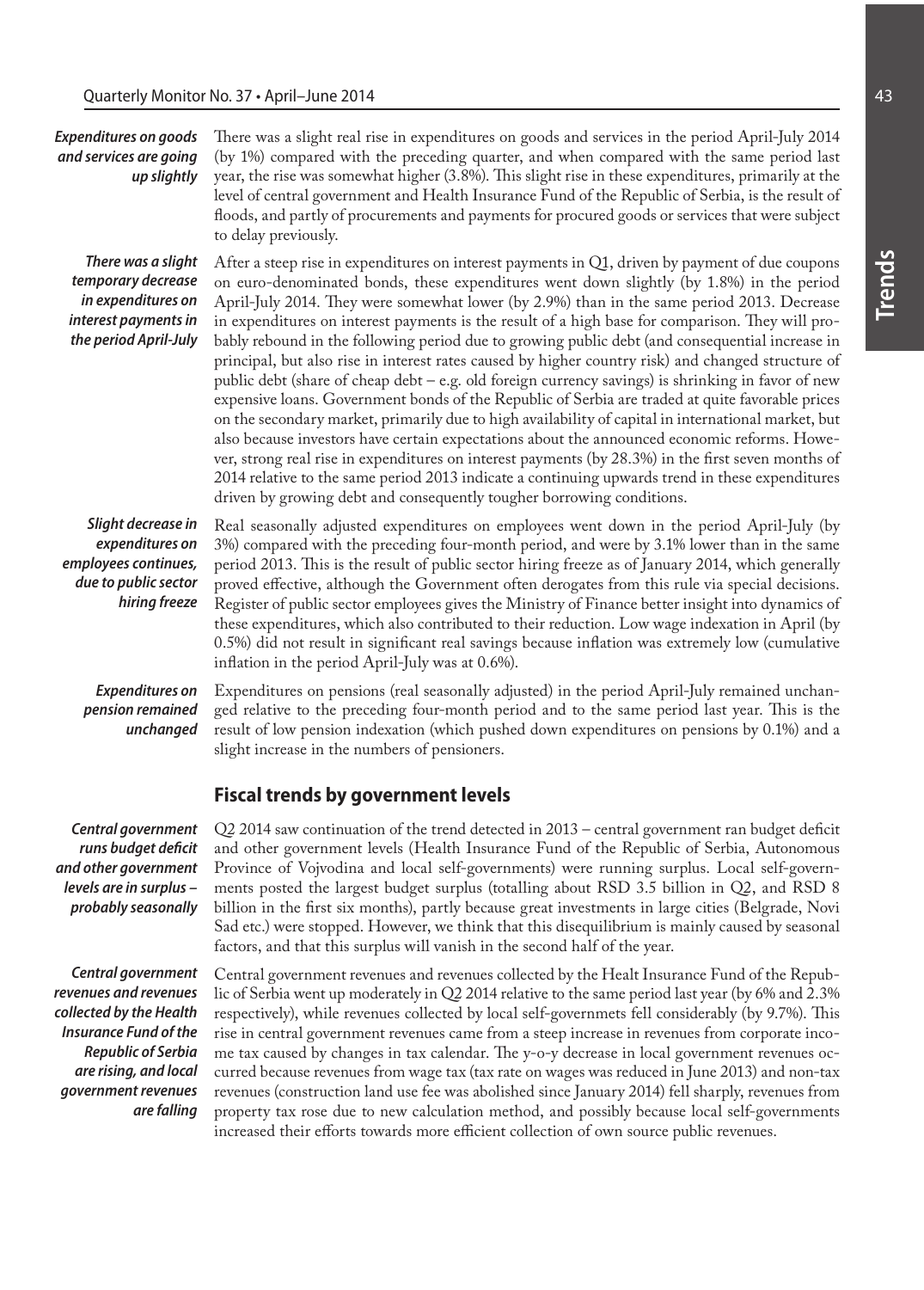***Expenditures on goods and services are going up slightly***

There was a slight real rise in expenditures on goods and services in the period April-July 2014 (by 1%) compared with the preceding quarter, and when compared with the same period last year, the rise was somewhat higher (3.8%). This slight rise in these expenditures, primarily at the level of central government and Health Insurance Fund of the Republic of Serbia, is the result of floods, and partly of procurements and payments for procured goods or services that were subject to delay previously.

***There was a slight temporary decrease in expenditures on interest payments in the period April-July***

After a steep rise in expenditures on interest payments in Q1, driven by payment of due coupons on euro-denominated bonds, these expenditures went down slightly (by 1.8%) in the period April-July 2014. They were somewhat lower (by 2.9%) than in the same period 2013. Decrease in expenditures on interest payments is the result of a high base for comparison. They will probably rebound in the following period due to growing public debt (and consequential increase in principal, but also rise in interest rates caused by higher country risk) and changed structure of public debt (share of cheap debt – e.g. old foreign currency savings) is shrinking in favor of new expensive loans. Government bonds of the Republic of Serbia are traded at quite favorable prices on the secondary market, primarily due to high availability of capital in international market, but also because investors have certain expectations about the announced economic reforms. However, strong real rise in expenditures on interest payments (by 28.3%) in the first seven months of 2014 relative to the same period 2013 indicate a continuing upwards trend in these expenditures driven by growing debt and consequently tougher borrowing conditions.

***Slight decrease in expenditures on employees continues, due to public sector hiring freeze***

Real seasonally adjusted expenditures on employees went down in the period April-July (by 3%) compared with the preceding four-month period, and were by 3.1% lower than in the same period 2013. This is the result of public sector hiring freeze as of January 2014, which generally proved effective, although the Government often derogates from this rule via special decisions. Register of public sector employees gives the Ministry of Finance better insight into dynamics of these expenditures, which also contributed to their reduction. Low wage indexation in April (by 0.5%) did not result in significant real savings because inflation was extremely low (cumulative inflation in the period April-July was at 0.6%).

***Expenditures on pension remained unchanged***

Expenditures on pensions (real seasonally adjusted) in the period April-July remained unchanged relative to the preceding four-month period and to the same period last year. This is the result of low pension indexation (which pushed down expenditures on pensions by 0.1%) and a slight increase in the numbers of pensioners.

## Fiscal trends by government levels

***Central government runs budget deficit and other government levels are in surplus – probably seasonally***

Q2 2014 saw continuation of the trend detected in 2013 – central government ran budget deficit and other government levels (Health Insurance Fund of the Republic of Serbia, Autonomous Province of Vojvodina and local self-governments) were running surplus. Local self-governments posted the largest budget surplus (totalling about RSD 3.5 billion in Q2, and RSD 8 billion in the first six months), partly because great investments in large cities (Belgrade, Novi Sad etc.) were stopped. However, we think that this disequilibrium is mainly caused by seasonal factors, and that this surplus will vanish in the second half of the year.

***Central government revenues and revenues collected by the Health Insurance Fund of the Republic of Serbia are rising, and local government revenues are falling***

Central government revenues and revenues collected by the Healt Insurance Fund of the Republic of Serbia went up moderately in Q2 2014 relative to the same period last year (by 6% and 2.3% respectively), while revenues collected by local self-governmets fell considerably (by 9.7%). This rise in central government revenues came from a steep increase in revenues from corporate income tax caused by changes in tax calendar. The y-o-y decrease in local government revenues occurred because revenues from wage tax (tax rate on wages was reduced in June 2013) and non-tax revenues (construction land use fee was abolished since January 2014) fell sharply, revenues from property tax rose due to new calculation method, and possibly because local self-governments increased their efforts towards more efficient collection of own source public revenues.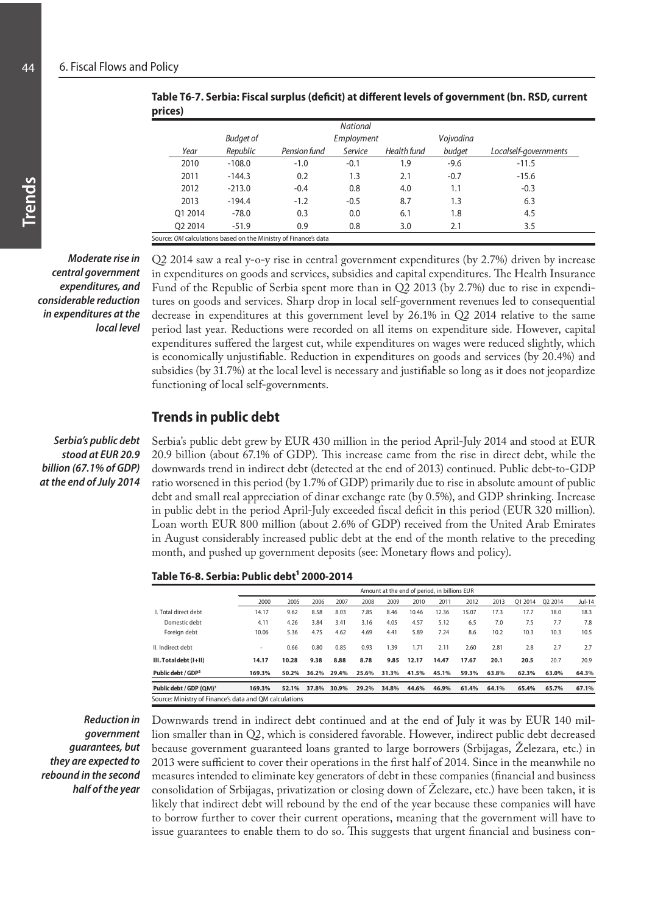**Table T6-7. Serbia: Fiscal surplus (deficit) at different levels of government (bn. RSD, current prices)**

| Year | Budget of Republic | Pension fund | National Employment Service | Health fund | Vojvodina budget | Localself-governments |
|---|---|---|---|---|---|---|
| 2010 | -108.0 | -1.0 | -0.1 | 1.9 | -9.6 | -11.5 |
| 2011 | -144.3 | 0.2 | 1.3 | 2.1 | -0.7 | -15.6 |
| 2012 | -213.0 | -0.4 | 0.8 | 4.0 | 1.1 | -0.3 |
| 2013 | -194.4 | -1.2 | -0.5 | 8.7 | 1.3 | 6.3 |
| Q1 2014 | -78.0 | 0.3 | 0.0 | 6.1 | 1.8 | 4.5 |
| Q2 2014 | -51.9 | 0.9 | 0.8 | 3.0 | 2.1 | 3.5 |

Source: *QM* calculations based on the Ministry of Finance's data

***Moderate rise in central government expenditures, and considerable reduction in expenditures at the local level***

Q2 2014 saw a real y-o-y rise in central government expenditures (by 2.7%) driven by increase in expenditures on goods and services, subsidies and capital expenditures. The Health Insurance Fund of the Republic of Serbia spent more than in Q2 2013 (by 2.7%) due to rise in expenditures on goods and services. Sharp drop in local self-government revenues led to consequential decrease in expenditures at this government level by 26.1% in Q2 2014 relative to the same period last year. Reductions were recorded on all items on expenditure side. However, capital expenditures suffered the largest cut, while expenditures on wages were reduced slightly, which is economically unjustifiable. Reduction in expenditures on goods and services (by 20.4%) and subsidies (by 31.7%) at the local level is necessary and justifiable so long as it does not jeopardize functioning of local self-governments.

## Trends in public debt

***Serbia's public debt stood at EUR 20.9 billion (67.1% of GDP) at the end of July 2014***

Serbia's public debt grew by EUR 430 million in the period April-July 2014 and stood at EUR 20.9 billion (about 67.1% of GDP). This increase came from the rise in direct debt, while the downwards trend in indirect debt (detected at the end of 2013) continued. Public debt-to-GDP ratio worsened in this period (by 1.7% of GDP) primarily due to rise in absolute amount of public debt and small real appreciation of dinar exchange rate (by 0.5%), and GDP shrinking. Increase in public debt in the period April-July exceeded fiscal deficit in this period (EUR 320 million). Loan worth EUR 800 million (about 2.6% of GDP) received from the United Arab Emirates in August considerably increased public debt at the end of the month relative to the preceding month, and pushed up government deposits (see: Monetary flows and policy).

**Table T6-8. Serbia: Public debt[1] 2000-2014**

| | Amount at the end of period, in billions EUR | | | | | | | | | | | | |
|---|---|---|---|---|---|---|---|---|---|---|---|---|---|
| | 2000 | 2005 | 2006 | 2007 | 2008 | 2009 | 2010 | 2011 | 2012 | 2013 | Q1 2014 | Q2 2014 | Jul-14 |
| I. Total direct debt | 14.17 | 9.62 | 8.58 | 8.03 | 7.85 | 8.46 | 10.46 | 12.36 | 15.07 | 17.3 | 17.7 | 18.0 | 18.3 |
| Domestic debt | 4.11 | 4.26 | 3.84 | 3.41 | 3.16 | 4.05 | 4.57 | 5.12 | 6.5 | 7.0 | 7.5 | 7.7 | 7.8 |
| Foreign debt | 10.06 | 5.36 | 4.75 | 4.62 | 4.69 | 4.41 | 5.89 | 7.24 | 8.6 | 10.2 | 10.3 | 10.3 | 10.5 |
| II. Indirect debt | - | 0.66 | 0.80 | 0.85 | 0.93 | 1.39 | 1.71 | 2.11 | 2.60 | 2.81 | 2.8 | 2.7 | 2.7 |
| **III. Total debt (I+II)** | **14.17** | **10.28** | **9.38** | **8.88** | **8.78** | **9.85** | **12.17** | **14.47** | **17.67** | **20.1** | **20.5** | **20.7** | **20.9** |
| **Public debt / GDP[2]** | **169.3%** | **50.2%** | **36.2%** | **29.4%** | **25.6%** | **31.3%** | **41.5%** | **45.1%** | **59.3%** | **63.8%** | **62.3%** | **63.0%** | **64.3%** |
| **Public debt / GDP (QM)[3]** | **169.3%** | **52.1%** | **37.8%** | **30.9%** | **29.2%** | **34.8%** | **44.6%** | **46.9%** | **61.4%** | **64.1%** | **65.4%** | **65.7%** | **67.1%** |

Source: Ministry of Finance's data and QM calculations

***Reduction in government guarantees, but they are expected to rebound in the second half of the year***

Downwards trend in indirect debt continued and at the end of July it was by EUR 140 million smaller than in Q2, which is considered favorable. However, indirect public debt decreased because government guaranteed loans granted to large borrowers (Srbijagas, Železara, etc.) in 2013 were sufficient to cover their operations in the first half of 2014. Since in the meanwhile no measures intended to eliminate key generators of debt in these companies (financial and business consolidation of Srbijagas, privatization or closing down of Železare, etc.) have been taken, it is likely that indirect debt will rebound by the end of the year because these companies will have to borrow further to cover their current operations, meaning that the government will have to issue guarantees to enable them to do so. This suggests that urgent financial and business con-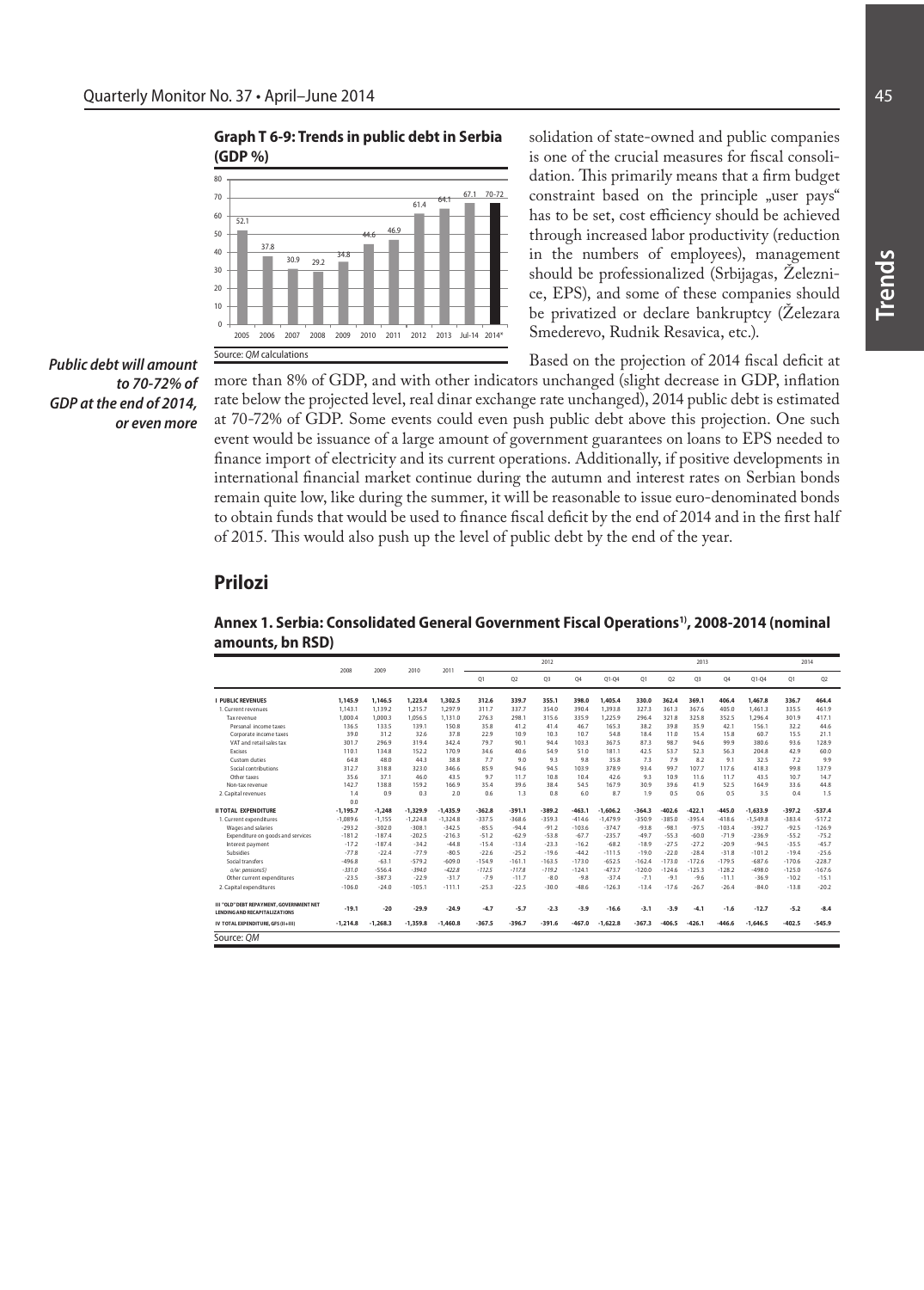**Graph T 6-9: Trends in public debt in Serbia (GDP %)**

| | 2005 | 2006 | 2007 | 2008 | 2009 | 2010 | 2011 | 2012 | 2013 | Jul-14 | 2014* |
|---|---|---|---|---|---|---|---|---|---|---|---|
| Public debt (GDP %) | 52.1 | 37.8 | 30.9 | 29.2 | 34.8 | 44.6 | 46.9 | 61.4 | 64.1 | 67.1 | 70-72 |

Source: *QM* calculations

solidation of state-owned and public companies is one of the crucial measures for fiscal consolidation. This primarily means that a firm budget constraint based on the principle „user pays" has to be set, cost efficiency should be achieved through increased labor productivity (reduction in the numbers of employees), management should be professionalized (Srbijagas, Železnice, EPS), and some of these companies should be privatized or declare bankruptcy (Železara Smederevo, Rudnik Resavica, etc.).

***Public debt will amount to 70-72% of GDP at the end of 2014, or even more***

Based on the projection of 2014 fiscal deficit at more than 8% of GDP, and with other indicators unchanged (slight decrease in GDP, inflation rate below the projected level, real dinar exchange rate unchanged), 2014 public debt is estimated at 70-72% of GDP. Some events could even push public debt above this projection. One such event would be issuance of a large amount of government guarantees on loans to EPS needed to finance import of electricity and its current operations. Additionally, if positive developments in international financial market continue during the autumn and interest rates on Serbian bonds remain quite low, like during the summer, it will be reasonable to issue euro-denominated bonds to obtain funds that would be used to finance fiscal deficit by the end of 2014 and in the first half of 2015. This would also push up the level of public debt by the end of the year.

## Prilozi

**Annex 1. Serbia: Consolidated General Government Fiscal Operations[1)], 2008-2014 (nominal amounts, bn RSD)**

| | 2008 | 2009 | 2010 | 2011 | 2012 | | | | | 2013 | | | | | 2014 | |
|---|---|---|---|---|---|---|---|---|---|---|---|---|---|---|---|---|
| | | | | | Q1 | Q2 | Q3 | Q4 | Q1-Q4 | Q1 | Q2 | Q3 | Q4 | Q1-Q4 | Q1 | Q2 |
| **I PUBLIC REVENUES** | **1,145.9** | **1,146.5** | **1,223.4** | **1,302.5** | **312.6** | **339.7** | **355.1** | **398.0** | **1,405.4** | **330.0** | **362.4** | **369.1** | **406.4** | **1,467.8** | **336.7** | **464.4** |
| 1. Current revenues | 1,143.1 | 1,139.2 | 1,215.7 | 1,297.9 | 311.7 | 337.7 | 354.0 | 390.4 | 1,393.8 | 327.3 | 361.3 | 367.6 | 405.0 | 1,461.3 | 335.5 | 461.9 |
| Tax revenue | 1,000.4 | 1,000.3 | 1,056.5 | 1,131.0 | 276.3 | 298.1 | 315.6 | 335.9 | 1,225.9 | 296.4 | 321.8 | 325.8 | 352.5 | 1,296.4 | 301.9 | 417.1 |
| Personal income taxes | 136.5 | 133.5 | 139.1 | 150.8 | 35.8 | 41.2 | 41.4 | 46.7 | 165.3 | 38.2 | 39.8 | 35.9 | 42.1 | 156.1 | 32.2 | 44.6 |
| Corporate income taxes | 39.0 | 31.2 | 32.6 | 37.8 | 22.9 | 10.9 | 10.3 | 10.7 | 54.8 | 18.4 | 11.0 | 15.4 | 15.8 | 60.7 | 15.5 | 21.1 |
| VAT and retail sales tax | 301.7 | 296.9 | 319.4 | 342.4 | 79.7 | 90.1 | 94.4 | 103.3 | 367.5 | 87.3 | 98.7 | 94.6 | 99.9 | 380.6 | 93.6 | 128.9 |
| Excises | 110.1 | 134.8 | 152.2 | 170.9 | 34.6 | 40.6 | 54.9 | 51.0 | 181.1 | 42.5 | 53.7 | 52.3 | 56.3 | 204.8 | 42.9 | 60.0 |
| Custom duties | 64.8 | 48.0 | 44.3 | 38.8 | 7.7 | 9.0 | 9.3 | 9.8 | 35.8 | 7.3 | 7.9 | 8.2 | 9.1 | 32.5 | 7.2 | 9.9 |
| Social contributions | 312.7 | 318.8 | 323.0 | 346.6 | 85.9 | 94.6 | 94.5 | 103.9 | 378.9 | 93.4 | 99.7 | 107.7 | 117.6 | 418.3 | 99.8 | 137.9 |
| Other taxes | 35.6 | 37.1 | 46.0 | 43.5 | 9.7 | 11.7 | 10.8 | 10.4 | 42.6 | 9.3 | 10.9 | 11.6 | 11.7 | 43.5 | 10.7 | 14.7 |
| Non-tax revenue | 142.7 | 138.8 | 159.2 | 166.9 | 35.4 | 39.6 | 38.4 | 54.5 | 167.9 | 30.9 | 39.6 | 41.9 | 52.5 | 164.9 | 33.6 | 44.8 |
| 2. Capital revenues | 1.4 | 0.9 | 0.3 | 2.0 | 0.6 | 1.3 | 0.8 | 6.0 | 8.7 | 1.9 | 0.5 | 0.6 | 0.5 | 3.5 | 0.4 | 1.5 |
| | 0.0 | | | | | | | | | | | | | | | |
| **II TOTAL EXPENDITURE** | **-1,195.7** | **-1,248** | **-1,329.9** | **-1,435.9** | **-362.8** | **-391.1** | **-389.2** | **-463.1** | **-1,606.2** | **-364.3** | **-402.6** | **-422.1** | **-445.0** | **-1,633.9** | **-397.2** | **-537.4** |
| 1. Current expenditures | -1,089.6 | -1,155 | -1,224.8 | -1,324.8 | -337.5 | -368.6 | -359.3 | -414.6 | -1,479.9 | -350.9 | -385.0 | -395.4 | -418.6 | -1,549.8 | -383.4 | -517.2 |
| Wages and salaries | -293.2 | -302.0 | -308.1 | -342.5 | -85.5 | -94.4 | -91.2 | -103.6 | -374.7 | -93.8 | -98.1 | -97.5 | -103.4 | -392.7 | -92.5 | -126.9 |
| Expenditure on goods and services | -181.2 | -187.4 | -202.5 | -216.3 | -51.2 | -62.9 | -53.8 | -67.7 | -235.7 | -49.7 | -55.3 | -60.0 | -71.9 | -236.9 | -55.2 | -75.2 |
| Interest payment | -17.2 | -187.4 | -34.2 | -44.8 | -15.4 | -13.4 | -23.3 | -16.2 | -68.2 | -18.9 | -27.5 | -27.2 | -20.9 | -94.5 | -35.5 | -45.7 |
| Subsidies | -77.8 | -22.4 | -77.9 | -80.5 | -22.6 | -25.2 | -19.6 | -44.2 | -111.5 | -19.0 | -22.0 | -28.4 | -31.8 | -101.2 | -19.4 | -25.6 |
| Social transfers | -496.8 | -63.1 | -579.2 | -609.0 | -154.9 | -161.1 | -163.5 | -173.0 | -652.5 | -162.4 | -173.0 | -172.6 | -179.5 | -687.6 | -170.6 | -228.7 |
| *o/w: pensions5)* | *-331.0* | *-556.4* | *-394.0* | *-422.8* | *-112.5* | *-117.8* | *-119.2* | *-124.1* | *-473.7* | *-120.0* | *-124.6* | *-125.3* | *-128.2* | *-498.0* | *-125.0* | *-167.6* |
| Other current expenditures | -23.5 | -387.3 | -22.9 | -31.7 | -7.9 | -11.7 | -8.0 | -9.8 | -37.4 | -7.1 | -9.1 | -9.6 | -11.1 | -36.9 | -10.2 | -15.1 |
| 2. Capital expenditures | -106.0 | -24.0 | -105.1 | -111.1 | -25.3 | -22.5 | -30.0 | -48.6 | -126.3 | -13.4 | -17.6 | -26.7 | -26.4 | -84.0 | -13.8 | -20.2 |
| **III "OLD" DEBT REPAYMENT, GOVERNMENT NET LENDING AND RECAPITALIZATIONS** | **-19.1** | **-20** | **-29.9** | **-24.9** | **-4.7** | **-5.7** | **-2.3** | **-3.9** | **-16.6** | **-3.1** | **-3.9** | **-4.1** | **-1.6** | **-12.7** | **-5.2** | **-8.4** |
| **IV TOTAL EXPENDITURE, GFS (II+III)** | **-1,214.8** | **-1,268.3** | **-1,359.8** | **-1,460.8** | **-367.5** | **-396.7** | **-391.6** | **-467.0** | **-1,622.8** | **-367.3** | **-406.5** | **-426.1** | **-446.6** | **-1,646.5** | **-402.5** | **-545.9** |

Source: *QM*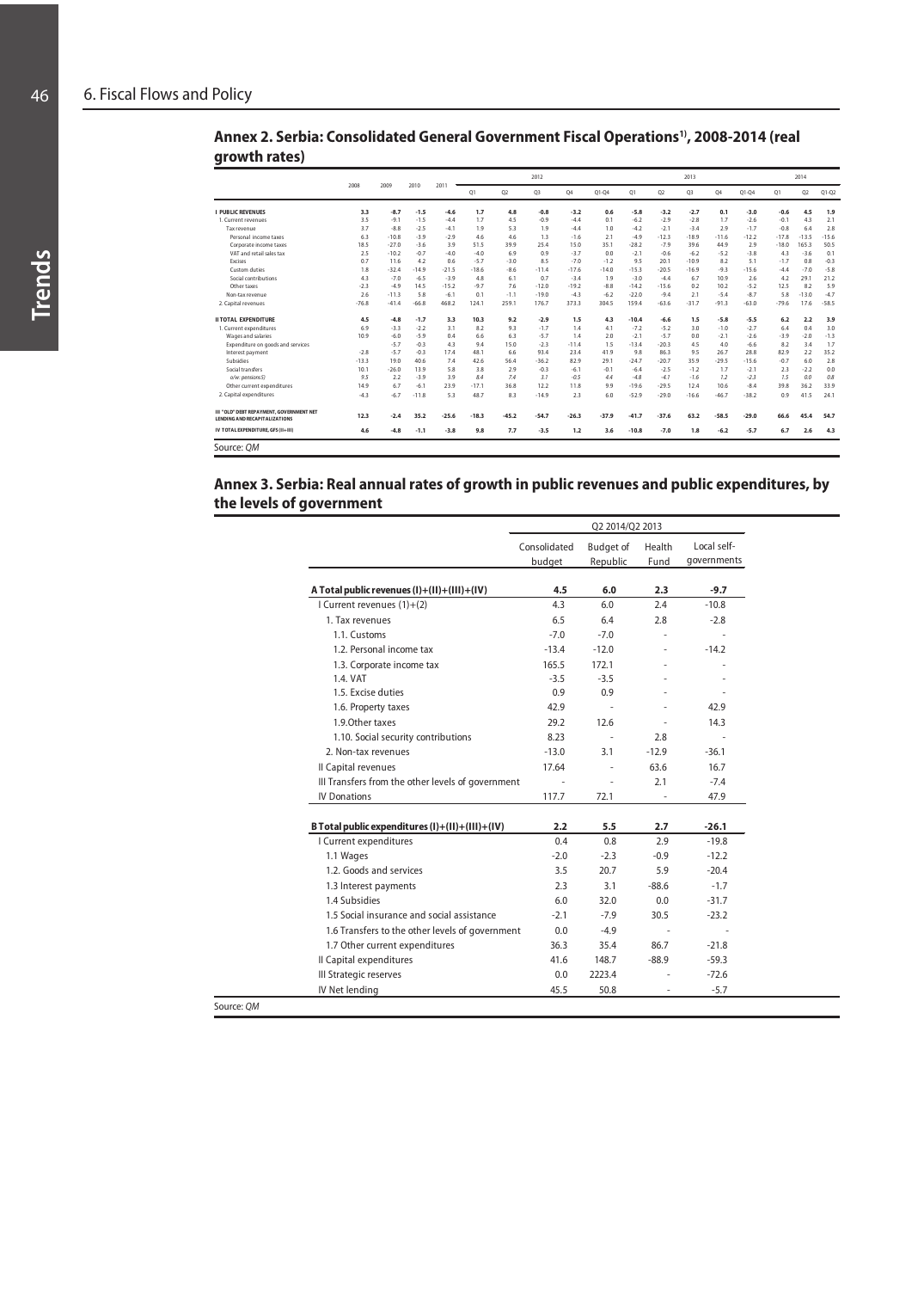## Annex 2. Serbia: Consolidated General Government Fiscal Operations[1], 2008-2014 (real growth rates)

| | 2008 | 2009 | 2010 | 2011 | 2012 | | | | | 2013 | | | | | 2014 | | |
|---|---|---|---|---|---|---|---|---|---|---|---|---|---|---|---|---|---|
| | | | | | Q1 | Q2 | Q3 | Q4 | Q1-Q4 | Q1 | Q2 | Q3 | Q4 | Q1-Q4 | Q1 | Q2 | Q1-Q2 |
| **I PUBLIC REVENUES** | **3.3** | **-8.7** | **-1.5** | **-4.6** | **1.7** | **4.8** | **-0.8** | **-3.2** | **0.6** | **-5.8** | **-3.2** | **-2.7** | **0.1** | **-3.0** | **-0.6** | **4.5** | **1.9** |
| 1. Current revenues | 3.5 | -9.1 | -1.5 | -4.4 | 1.7 | 4.5 | -0.9 | -4.4 | 0.1 | -6.2 | -2.9 | -2.8 | 1.7 | -2.6 | -0.1 | 4.3 | 2.1 |
| Tax revenue | 3.7 | -8.8 | -2.5 | -4.1 | 1.9 | 5.3 | 1.9 | -4.4 | 1.0 | -4.2 | -2.1 | -3.4 | 2.9 | -1.7 | -0.8 | 6.4 | 2.8 |
| Personal income taxes | 6.3 | -10.8 | -3.9 | -2.9 | 4.6 | 4.6 | 1.3 | -1.6 | 2.1 | -4.9 | -12.3 | -18.9 | -11.6 | -12.2 | -17.8 | -13.5 | -15.6 |
| Corporate income taxes | 18.5 | -27.0 | -3.6 | 3.9 | 51.5 | 39.9 | 25.4 | 15.0 | 35.1 | -28.2 | -7.9 | 39.6 | 44.9 | 2.9 | -18.0 | 165.3 | 50.5 |
| VAT and retail sales tax | 2.5 | -10.2 | -0.7 | -4.0 | -4.0 | 6.9 | 0.9 | -3.7 | 0.0 | -2.1 | -0.6 | -6.2 | -5.2 | -3.8 | 4.3 | -3.6 | 0.1 |
| Excises | 0.7 | 11.6 | 4.2 | 0.6 | -5.7 | -3.0 | 8.5 | -7.0 | -1.2 | 9.5 | 20.1 | -10.9 | 8.2 | 5.1 | -1.7 | 0.8 | -0.3 |
| Custom duties | 1.8 | -32.4 | -14.9 | -21.5 | -18.6 | -8.6 | -11.4 | -17.6 | -14.0 | -15.3 | -20.5 | -16.9 | -9.3 | -15.6 | -4.4 | -7.0 | -5.8 |
| Social contributions | 4.3 | -7.0 | -6.5 | -3.9 | 4.8 | 6.1 | 0.7 | -3.4 | 1.9 | -3.0 | -4.4 | 6.7 | 10.9 | 2.6 | 4.2 | 29.1 | 21.2 |
| Other taxes | -2.3 | -4.9 | 14.5 | -15.2 | -9.7 | 7.6 | -12.0 | -19.2 | -8.8 | -14.2 | -15.6 | 0.2 | 10.2 | -5.2 | 12.5 | 8.2 | 5.9 |
| Non-tax revenue | 2.6 | -11.3 | 5.8 | -6.1 | 0.1 | -1.1 | -19.0 | -4.3 | -6.2 | -22.0 | -9.4 | 2.1 | -5.4 | -8.7 | 5.8 | -13.0 | -4.7 |
| 2. Capital revenues | -76.8 | -41.4 | -66.8 | 468.2 | 124.1 | 259.1 | 176.7 | 373.3 | 304.5 | 159.4 | -63.6 | -31.7 | -91.3 | -63.0 | -79.6 | 17.6 | -58.5 |
| **II TOTAL EXPENDITURE** | **4.5** | **-4.8** | **-1.7** | **3.3** | **10.3** | **9.2** | **-2.9** | **1.5** | **4.3** | **-10.4** | **-6.6** | **1.5** | **-5.8** | **-5.5** | **6.2** | **2.2** | **3.9** |
| 1. Current expenditures | 6.9 | -3.3 | -2.2 | 3.1 | 8.2 | 9.3 | -1.7 | 1.4 | 4.1 | -7.2 | -5.2 | 3.0 | -1.0 | -2.7 | 6.4 | 0.4 | 3.0 |
| Wages and salaries | 10.9 | -6.0 | -5.9 | 0.4 | 6.6 | 6.3 | -5.7 | 1.4 | 2.0 | -2.1 | -5.7 | 0.0 | -2.1 | -2.6 | -3.9 | -2.0 | -1.3 |
| Expenditure on goods and services | | -5.7 | -0.3 | 4.3 | 9.4 | 15.0 | -2.3 | -11.4 | 1.5 | -13.4 | -20.3 | 4.5 | 4.0 | -6.6 | 8.2 | 3.4 | 1.7 |
| Interest payment | -2.8 | -5.7 | -0.3 | 17.4 | 48.1 | 6.6 | 93.4 | 23.4 | 41.9 | 9.8 | 86.3 | 9.5 | 26.7 | 28.8 | 82.9 | 2.2 | 35.2 |
| Subsidies | -13.3 | 19.0 | 40.6 | 7.4 | 42.6 | 56.4 | -36.2 | 82.9 | 29.1 | -24.7 | -20.7 | 35.9 | -29.5 | -15.6 | -0.7 | 6.0 | 2.8 |
| Social transfers | 10.1 | -26.0 | 13.9 | 5.8 | 3.8 | 2.9 | -0.3 | -6.1 | -0.1 | -6.4 | -2.5 | -1.2 | 1.7 | -2.1 | 2.3 | -2.2 | 0.0 |
| *o/w: pensions5)* | *9.5* | *2.2* | *-3.9* | *3.9* | *8.4* | *7.4* | *3.1* | *-0.5* | *4.4* | *-4.8* | *-4.1* | *-1.6* | *1.2* | *-2.3* | *1.5* | *0.0* | *0.8* |
| Other current expenditures | 14.9 | 6.7 | -6.1 | 23.9 | -17.1 | 36.8 | 12.2 | 11.8 | 9.9 | -19.6 | -29.5 | 12.4 | 10.6 | -8.4 | 39.8 | 36.2 | 33.9 |
| 2. Capital expenditures | -4.3 | -6.7 | -11.8 | 5.3 | 48.7 | 8.3 | -14.9 | 2.3 | 6.0 | -52.9 | -29.0 | -16.6 | -46.7 | -38.2 | 0.9 | 41.5 | 24.1 |
| **III "OLD" DEBT REPAYMENT, GOVERNMENT NET LENDING AND RECAPITALIZATIONS** | **12.3** | **-2.4** | **35.2** | **-25.6** | **-18.3** | **-45.2** | **-54.7** | **-26.3** | **-37.9** | **-41.7** | **-37.6** | **63.2** | **-58.5** | **-29.0** | **66.6** | **45.4** | **54.7** |
| **IV TOTAL EXPENDITURE, GFS (II+III)** | **4.6** | **-4.8** | **-1.1** | **-3.8** | **9.8** | **7.7** | **-3.5** | **1.2** | **3.6** | **-10.8** | **-7.0** | **1.8** | **-6.2** | **-5.7** | **6.7** | **2.6** | **4.3** |

Source: *QM*

## Annex 3. Serbia: Real annual rates of growth in public revenues and public expenditures, by the levels of government

| | Q2 2014/Q2 2013 | | | |
|---|---|---|---|---|
| | Consolidated budget | Budget of Republic | Health Fund | Local self-governments |
| **A Total public revenues (I)+(II)+(III)+(IV)** | **4.5** | **6.0** | **2.3** | **-9.7** |
| I Current revenues (1)+(2) | 4.3 | 6.0 | 2.4 | -10.8 |
| 1. Tax revenues | 6.5 | 6.4 | 2.8 | -2.8 |
| 1.1. Customs | -7.0 | -7.0 | - | - |
| 1.2. Personal income tax | -13.4 | -12.0 | - | -14.2 |
| 1.3. Corporate income tax | 165.5 | 172.1 | - | - |
| 1.4. VAT | -3.5 | -3.5 | - | - |
| 1.5. Excise duties | 0.9 | 0.9 | - | - |
| 1.6. Property taxes | 42.9 | - | - | 42.9 |
| 1.9.Other taxes | 29.2 | 12.6 | - | 14.3 |
| 1.10. Social security contributions | 8.23 | - | 2.8 | - |
| 2. Non-tax revenues | -13.0 | 3.1 | -12.9 | -36.1 |
| II Capital revenues | 17.64 | - | 63.6 | 16.7 |
| III Transfers from the other levels of government | - | - | 2.1 | -7.4 |
| IV Donations | 117.7 | 72.1 | - | 47.9 |
| **B Total public expenditures (I)+(II)+(III)+(IV)** | **2.2** | **5.5** | **2.7** | **-26.1** |
| I Current expenditures | 0.4 | 0.8 | 2.9 | -19.8 |
| 1.1 Wages | -2.0 | -2.3 | -0.9 | -12.2 |
| 1.2. Goods and services | 3.5 | 20.7 | 5.9 | -20.4 |
| 1.3 Interest payments | 2.3 | 3.1 | -88.6 | -1.7 |
| 1.4 Subsidies | 6.0 | 32.0 | 0.0 | -31.7 |
| 1.5 Social insurance and social assistance | -2.1 | -7.9 | 30.5 | -23.2 |
| 1.6 Transfers to the other levels of government | 0.0 | -4.9 | - | - |
| 1.7 Other current expenditures | 36.3 | 35.4 | 86.7 | -21.8 |
| II Capital expenditures | 41.6 | 148.7 | -88.9 | -59.3 |
| III Strategic reserves | 0.0 | 2223.4 | - | -72.6 |
| IV Net lending | 45.5 | 50.8 | - | -5.7 |

Source: *QM*